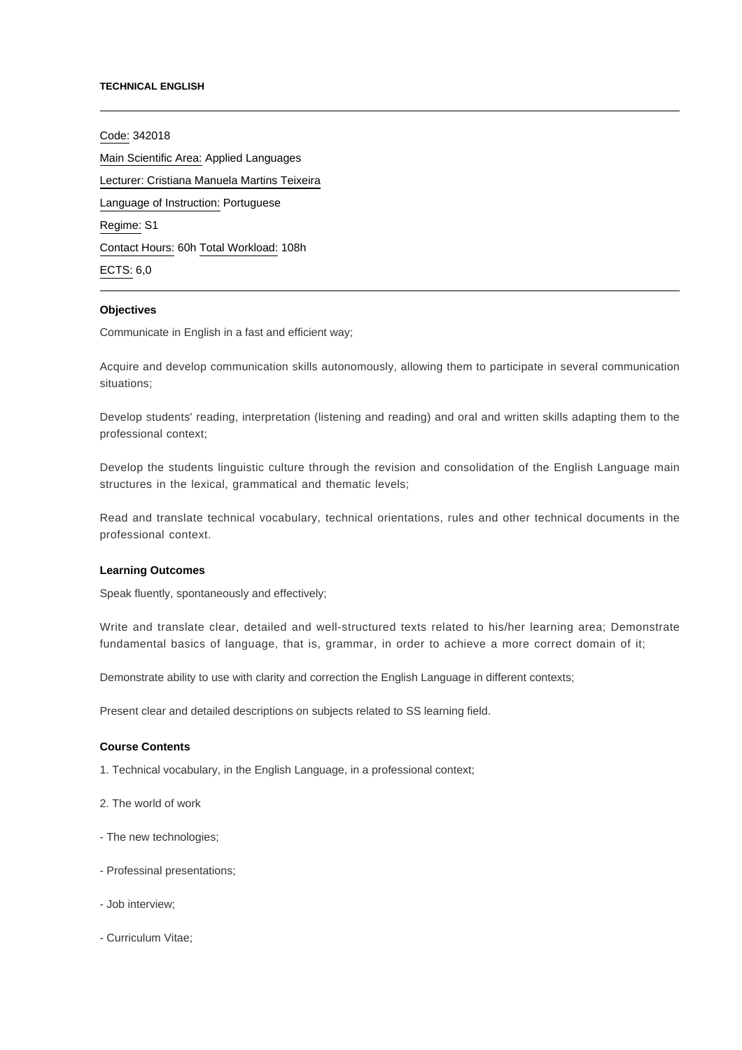**TECHNICAL ENGLISH**

---

Code: 342018

Main Scientific Area: Applied Languages

Lecturer: Cristiana Manuela Martins Teixeira

Language of Instruction: Portuguese

Regime: S1

Contact Hours: 60h Total Workload: 108h

ECTS: 6,0

---

**Objectives**

Communicate in English in a fast and efficient way;

Acquire and develop communication skills autonomously, allowing them to participate in several communication situations;

Develop students' reading, interpretation (listening and reading) and oral and written skills adapting them to the professional context;

Develop the students linguistic culture through the revision and consolidation of the English Language main structures in the lexical, grammatical and thematic levels;

Read and translate technical vocabulary, technical orientations, rules and other technical documents in the professional context.

**Learning Outcomes**

Speak fluently, spontaneously and effectively;

Write and translate clear, detailed and well-structured texts related to his/her learning area; Demonstrate fundamental basics of language, that is, grammar, in order to achieve a more correct domain of it;

Demonstrate ability to use with clarity and correction the English Language in different contexts;

Present clear and detailed descriptions on subjects related to SS learning field.

**Course Contents**

1. Technical vocabulary, in the English Language, in a professional context;

2. The world of work

- The new technologies;

- Professinal presentations;

- Job interview;

- Curriculum Vitae;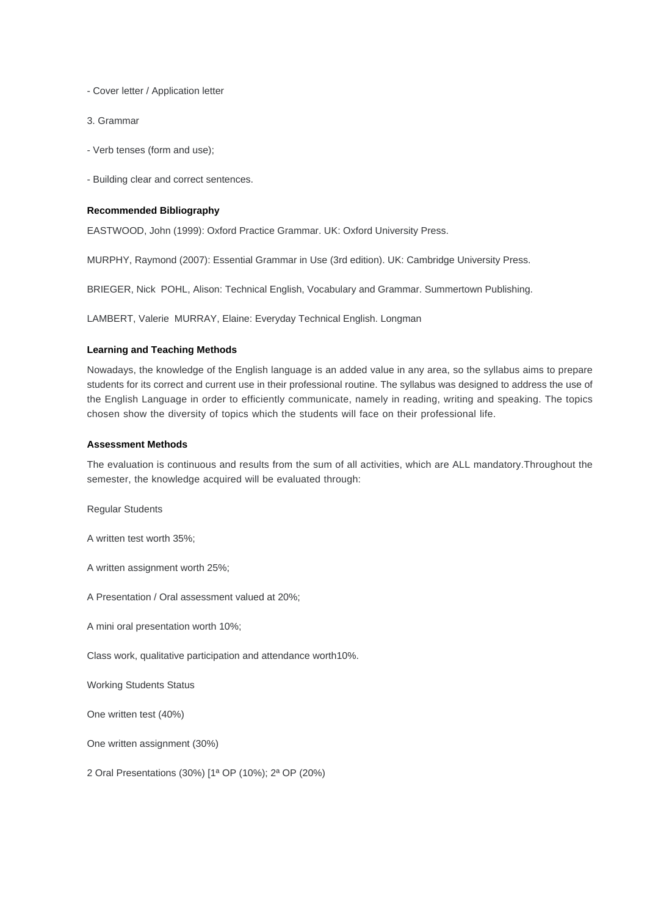- Cover letter / Application letter

3. Grammar

- Verb tenses (form and use);

- Building clear and correct sentences.

**Recommended Bibliography**

EASTWOOD, John (1999): Oxford Practice Grammar. UK: Oxford University Press.

MURPHY, Raymond (2007): Essential Grammar in Use (3rd edition). UK: Cambridge University Press.

BRIEGER, Nick  POHL, Alison: Technical English, Vocabulary and Grammar. Summertown Publishing.

LAMBERT, Valerie  MURRAY, Elaine: Everyday Technical English. Longman

**Learning and Teaching Methods**

Nowadays, the knowledge of the English language is an added value in any area, so the syllabus aims to prepare students for its correct and current use in their professional routine. The syllabus was designed to address the use of the English Language in order to efficiently communicate, namely in reading, writing and speaking. The topics chosen show the diversity of topics which the students will face on their professional life.

**Assessment Methods**

The evaluation is continuous and results from the sum of all activities, which are ALL mandatory.Throughout the semester, the knowledge acquired will be evaluated through:

Regular Students

A written test worth 35%;

A written assignment worth 25%;

A Presentation / Oral assessment valued at 20%;

A mini oral presentation worth 10%;

Class work, qualitative participation and attendance worth10%.

Working Students Status

One written test (40%)

One written assignment (30%)

2 Oral Presentations (30%) [1ª OP (10%); 2ª OP (20%)